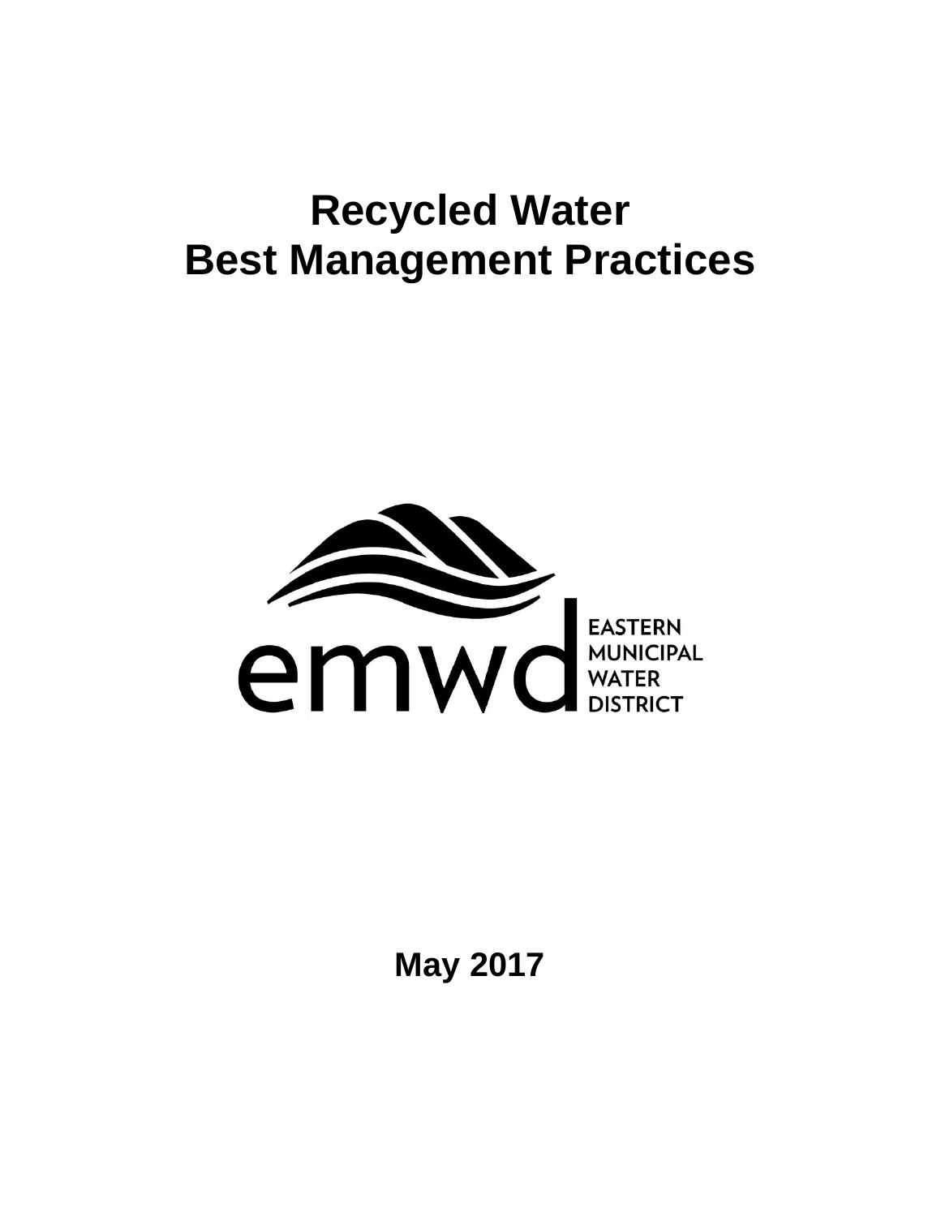# Recycled Water Best Management Practices

emwd EASTERN MUNICIPAL WATER DISTRICT

**May 2017**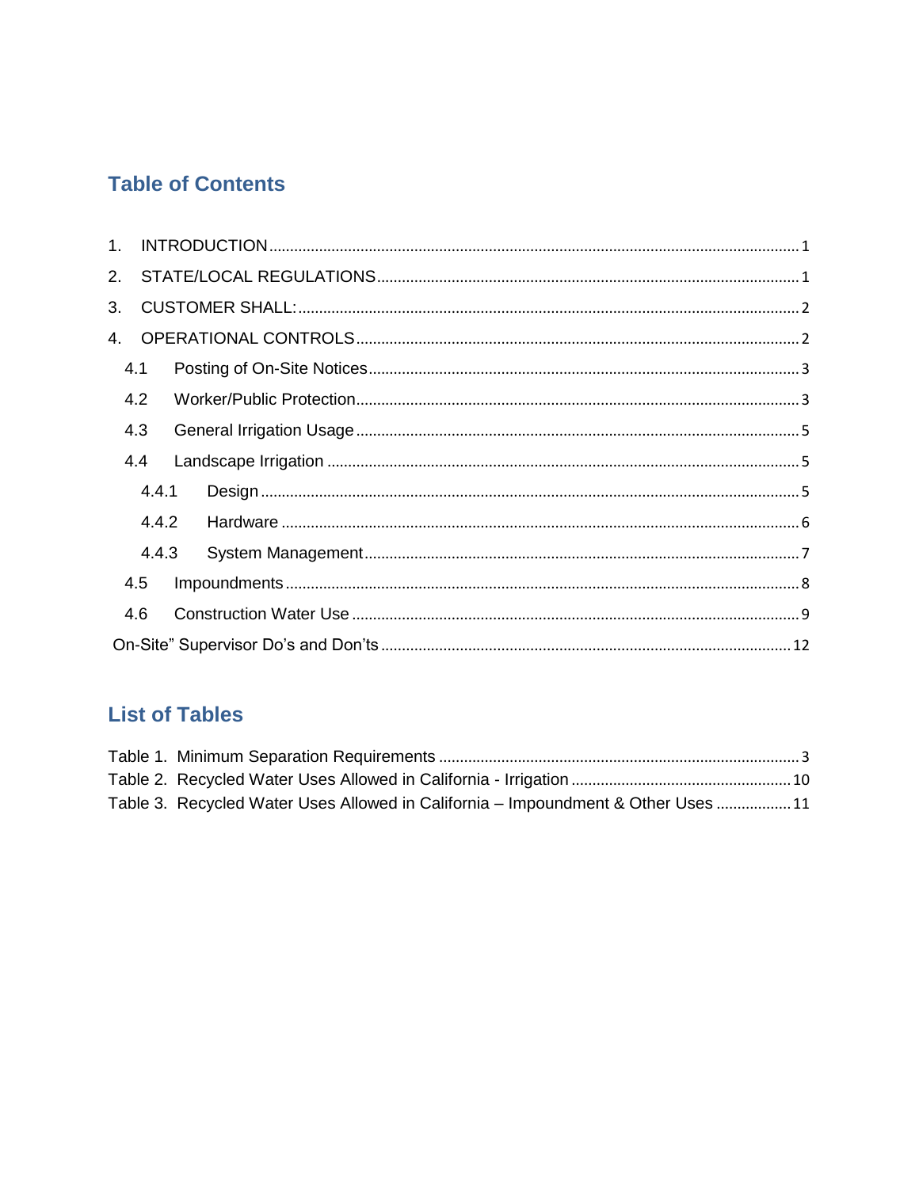## Table of Contents

1. INTRODUCTION ........................................ 1
2. STATE/LOCAL REGULATIONS ........................................ 1
3. CUSTOMER SHALL: ........................................ 2
4. OPERATIONAL CONTROLS ........................................ 2
   - 4.1 Posting of On-Site Notices ........................................ 3
   - 4.2 Worker/Public Protection ........................................ 3
   - 4.3 General Irrigation Usage ........................................ 5
   - 4.4 Landscape Irrigation ........................................ 5
     - 4.4.1 Design ........................................ 5
     - 4.4.2 Hardware ........................................ 6
     - 4.4.3 System Management ........................................ 7
   - 4.5 Impoundments ........................................ 8
   - 4.6 Construction Water Use ........................................ 9

On-Site" Supervisor Do's and Don'ts ........................................ 12

## List of Tables

Table 1. Minimum Separation Requirements ........................................ 3

Table 2. Recycled Water Uses Allowed in California - Irrigation ........................................ 10

Table 3. Recycled Water Uses Allowed in California – Impoundment & Other Uses ........................................ 11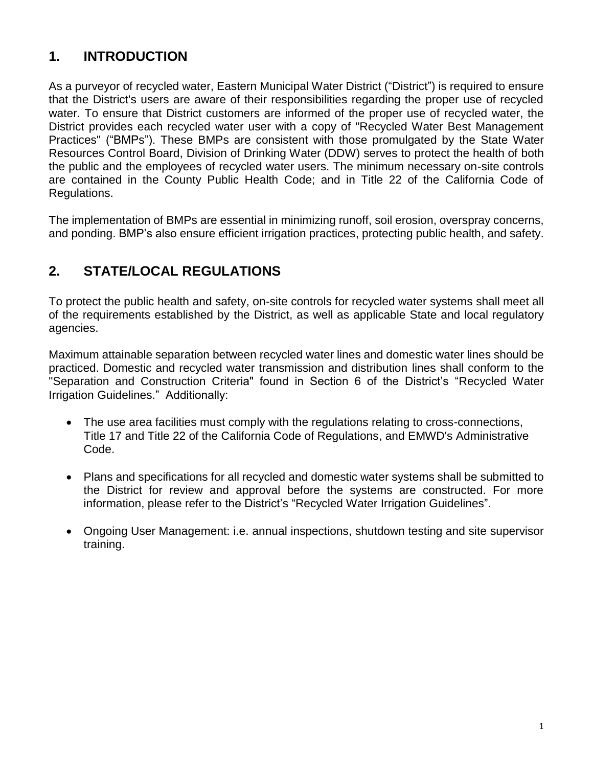## 1. INTRODUCTION

As a purveyor of recycled water, Eastern Municipal Water District ("District") is required to ensure that the District's users are aware of their responsibilities regarding the proper use of recycled water. To ensure that District customers are informed of the proper use of recycled water, the District provides each recycled water user with a copy of "Recycled Water Best Management Practices" ("BMPs"). These BMPs are consistent with those promulgated by the State Water Resources Control Board, Division of Drinking Water (DDW) serves to protect the health of both the public and the employees of recycled water users. The minimum necessary on-site controls are contained in the County Public Health Code; and in Title 22 of the California Code of Regulations.

The implementation of BMPs are essential in minimizing runoff, soil erosion, overspray concerns, and ponding. BMP's also ensure efficient irrigation practices, protecting public health, and safety.

## 2. STATE/LOCAL REGULATIONS

To protect the public health and safety, on-site controls for recycled water systems shall meet all of the requirements established by the District, as well as applicable State and local regulatory agencies.

Maximum attainable separation between recycled water lines and domestic water lines should be practiced. Domestic and recycled water transmission and distribution lines shall conform to the "Separation and Construction Criteria" found in Section 6 of the District's "Recycled Water Irrigation Guidelines." Additionally:

- The use area facilities must comply with the regulations relating to cross-connections, Title 17 and Title 22 of the California Code of Regulations, and EMWD's Administrative Code.
- Plans and specifications for all recycled and domestic water systems shall be submitted to the District for review and approval before the systems are constructed. For more information, please refer to the District's "Recycled Water Irrigation Guidelines".
- Ongoing User Management: i.e. annual inspections, shutdown testing and site supervisor training.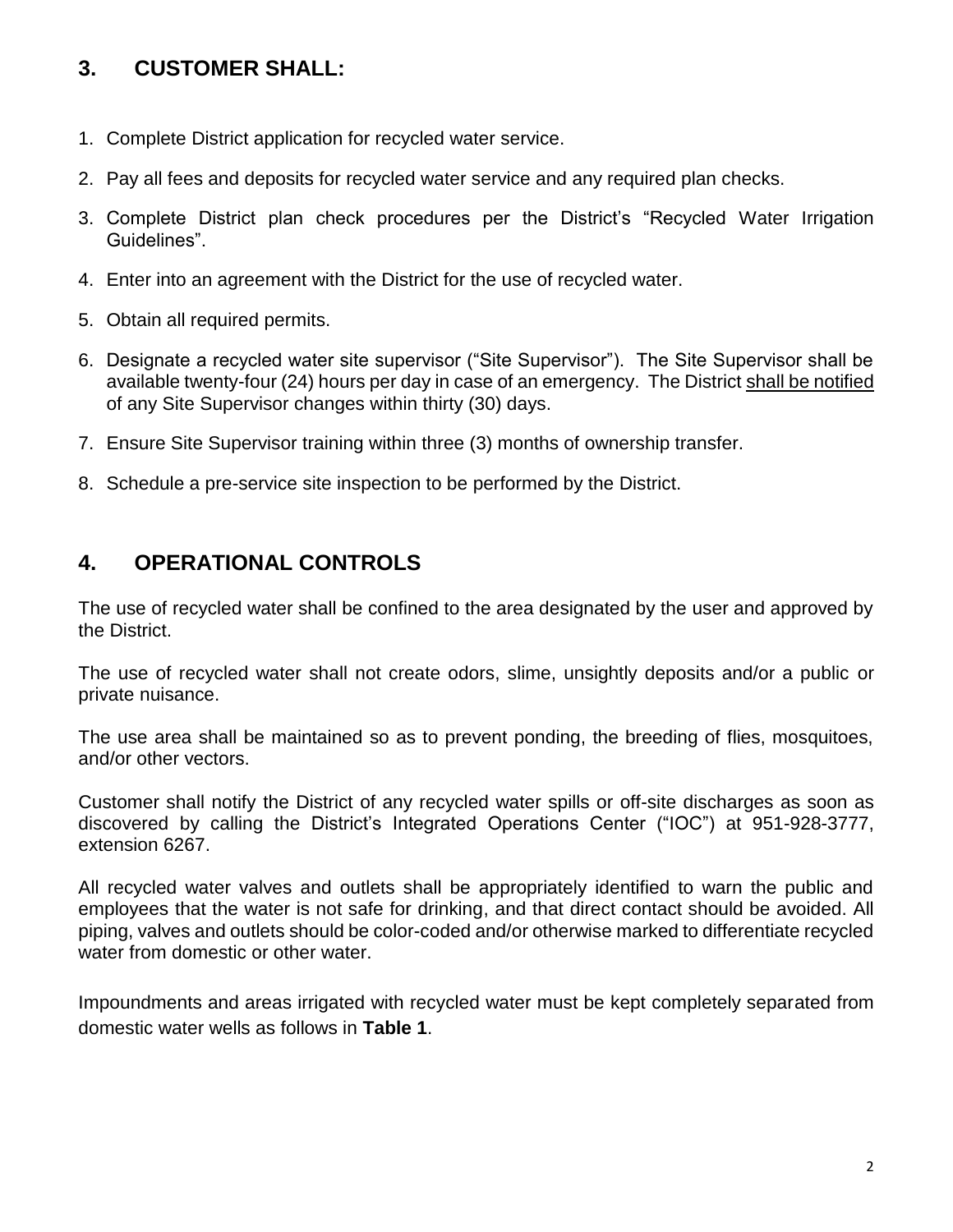## 3. CUSTOMER SHALL:

1. Complete District application for recycled water service.
2. Pay all fees and deposits for recycled water service and any required plan checks.
3. Complete District plan check procedures per the District's "Recycled Water Irrigation Guidelines".
4. Enter into an agreement with the District for the use of recycled water.
5. Obtain all required permits.
6. Designate a recycled water site supervisor ("Site Supervisor"). The Site Supervisor shall be available twenty-four (24) hours per day in case of an emergency. The District shall be notified of any Site Supervisor changes within thirty (30) days.
7. Ensure Site Supervisor training within three (3) months of ownership transfer.
8. Schedule a pre-service site inspection to be performed by the District.

## 4. OPERATIONAL CONTROLS

The use of recycled water shall be confined to the area designated by the user and approved by the District.

The use of recycled water shall not create odors, slime, unsightly deposits and/or a public or private nuisance.

The use area shall be maintained so as to prevent ponding, the breeding of flies, mosquitoes, and/or other vectors.

Customer shall notify the District of any recycled water spills or off-site discharges as soon as discovered by calling the District's Integrated Operations Center ("IOC") at 951-928-3777, extension 6267.

All recycled water valves and outlets shall be appropriately identified to warn the public and employees that the water is not safe for drinking, and that direct contact should be avoided. All piping, valves and outlets should be color-coded and/or otherwise marked to differentiate recycled water from domestic or other water.

Impoundments and areas irrigated with recycled water must be kept completely separated from domestic water wells as follows in **Table 1**.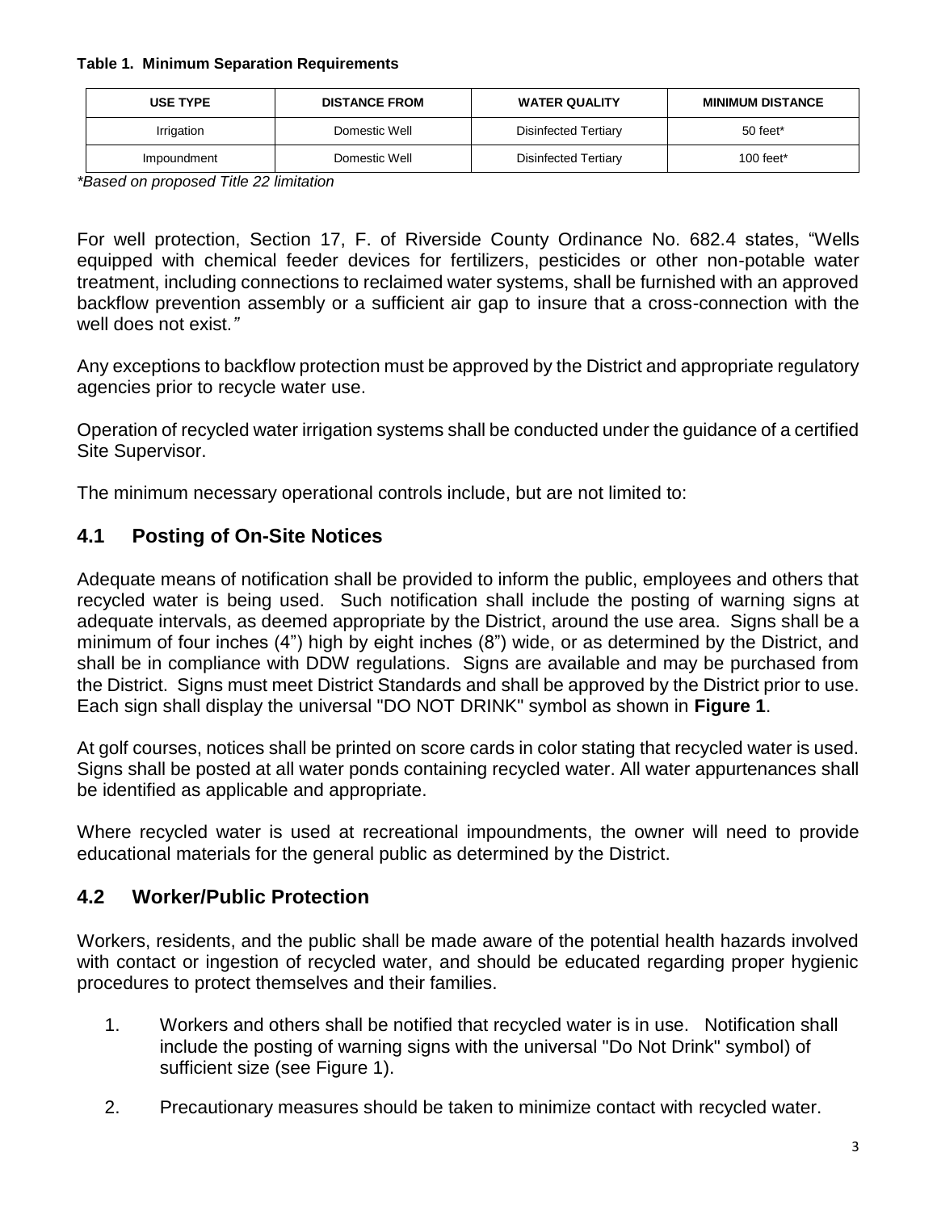**Table 1. Minimum Separation Requirements**

| USE TYPE | DISTANCE FROM | WATER QUALITY | MINIMUM DISTANCE |
|---|---|---|---|
| Irrigation | Domestic Well | Disinfected Tertiary | 50 feet* |
| Impoundment | Domestic Well | Disinfected Tertiary | 100 feet* |

*\*Based on proposed Title 22 limitation*

For well protection, Section 17, F. of Riverside County Ordinance No. 682.4 states, "Wells equipped with chemical feeder devices for fertilizers, pesticides or other non-potable water treatment, including connections to reclaimed water systems, shall be furnished with an approved backflow prevention assembly or a sufficient air gap to insure that a cross-connection with the well does not exist.*"*

Any exceptions to backflow protection must be approved by the District and appropriate regulatory agencies prior to recycle water use.

Operation of recycled water irrigation systems shall be conducted under the guidance of a certified Site Supervisor.

The minimum necessary operational controls include, but are not limited to:

## 4.1 Posting of On-Site Notices

Adequate means of notification shall be provided to inform the public, employees and others that recycled water is being used. Such notification shall include the posting of warning signs at adequate intervals, as deemed appropriate by the District, around the use area. Signs shall be a minimum of four inches (4") high by eight inches (8") wide, or as determined by the District, and shall be in compliance with DDW regulations. Signs are available and may be purchased from the District. Signs must meet District Standards and shall be approved by the District prior to use. Each sign shall display the universal "DO NOT DRINK" symbol as shown in **Figure 1**.

At golf courses, notices shall be printed on score cards in color stating that recycled water is used. Signs shall be posted at all water ponds containing recycled water. All water appurtenances shall be identified as applicable and appropriate.

Where recycled water is used at recreational impoundments, the owner will need to provide educational materials for the general public as determined by the District.

## 4.2 Worker/Public Protection

Workers, residents, and the public shall be made aware of the potential health hazards involved with contact or ingestion of recycled water, and should be educated regarding proper hygienic procedures to protect themselves and their families.

1. Workers and others shall be notified that recycled water is in use. Notification shall include the posting of warning signs with the universal "Do Not Drink" symbol) of sufficient size (see Figure 1).
2. Precautionary measures should be taken to minimize contact with recycled water.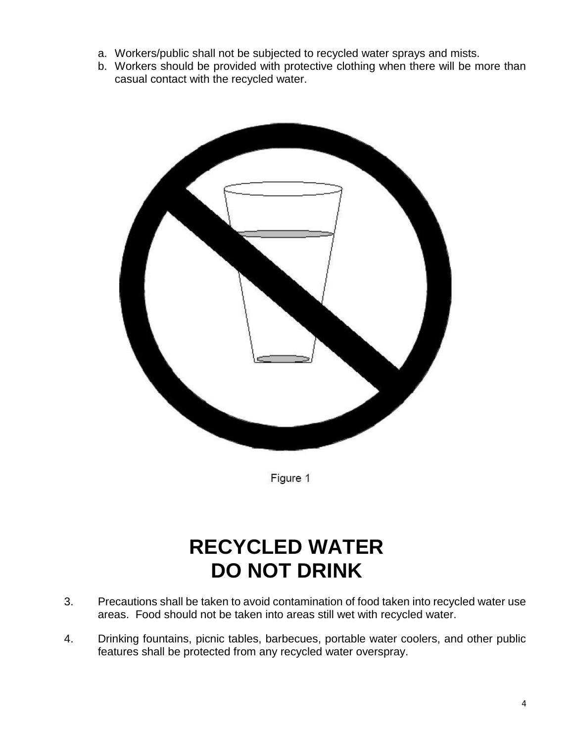a. Workers/public shall not be subjected to recycled water sprays and mists.
b. Workers should be provided with protective clothing when there will be more than casual contact with the recycled water.

Figure 1

# RECYCLED WATER
# DO NOT DRINK

3. Precautions shall be taken to avoid contamination of food taken into recycled water use areas. Food should not be taken into areas still wet with recycled water.

4. Drinking fountains, picnic tables, barbecues, portable water coolers, and other public features shall be protected from any recycled water overspray.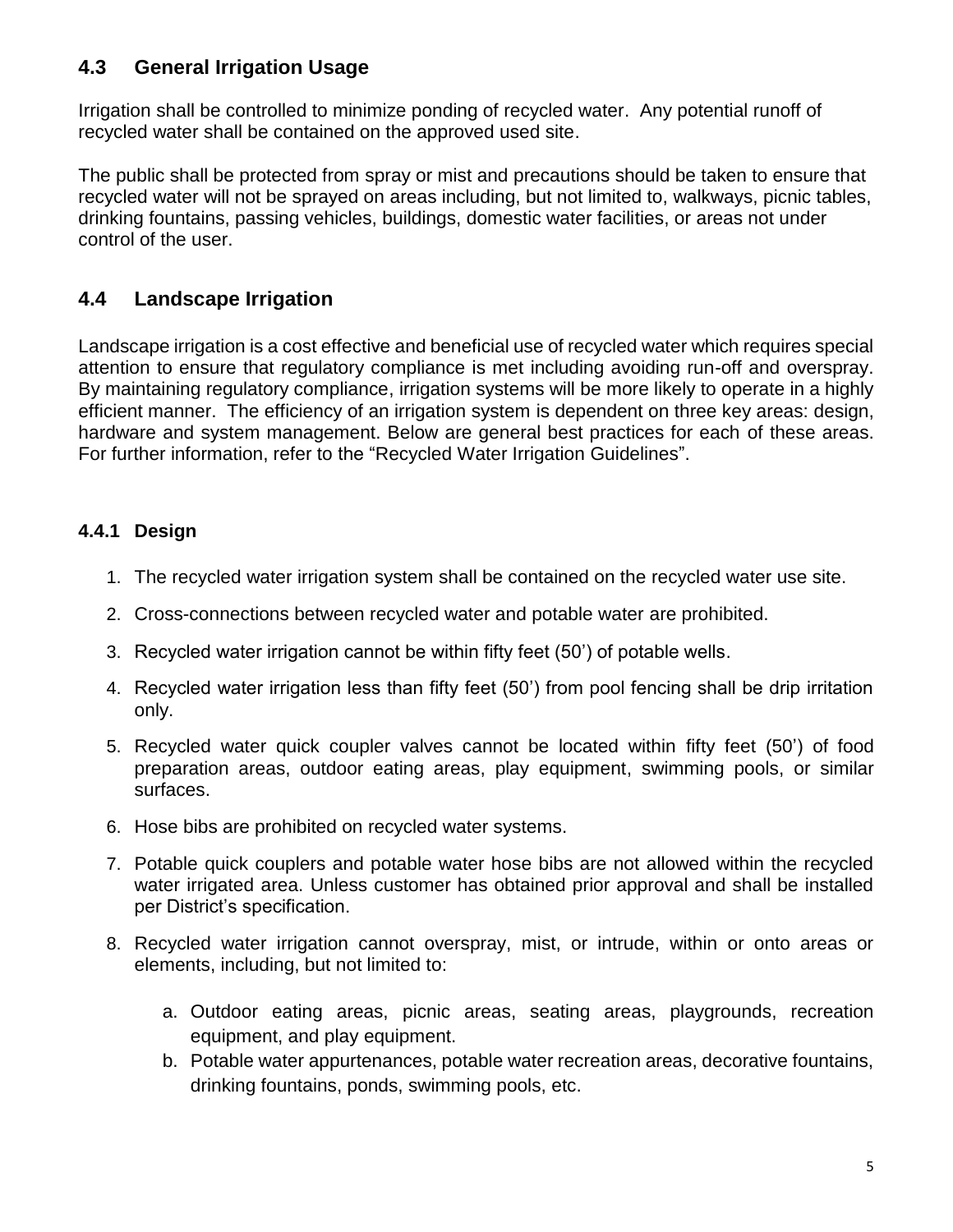## 4.3 General Irrigation Usage

Irrigation shall be controlled to minimize ponding of recycled water. Any potential runoff of recycled water shall be contained on the approved used site.

The public shall be protected from spray or mist and precautions should be taken to ensure that recycled water will not be sprayed on areas including, but not limited to, walkways, picnic tables, drinking fountains, passing vehicles, buildings, domestic water facilities, or areas not under control of the user.

## 4.4 Landscape Irrigation

Landscape irrigation is a cost effective and beneficial use of recycled water which requires special attention to ensure that regulatory compliance is met including avoiding run-off and overspray. By maintaining regulatory compliance, irrigation systems will be more likely to operate in a highly efficient manner. The efficiency of an irrigation system is dependent on three key areas: design, hardware and system management. Below are general best practices for each of these areas. For further information, refer to the "Recycled Water Irrigation Guidelines".

### 4.4.1 Design

1. The recycled water irrigation system shall be contained on the recycled water use site.
2. Cross-connections between recycled water and potable water are prohibited.
3. Recycled water irrigation cannot be within fifty feet (50') of potable wells.
4. Recycled water irrigation less than fifty feet (50') from pool fencing shall be drip irritation only.
5. Recycled water quick coupler valves cannot be located within fifty feet (50') of food preparation areas, outdoor eating areas, play equipment, swimming pools, or similar surfaces.
6. Hose bibs are prohibited on recycled water systems.
7. Potable quick couplers and potable water hose bibs are not allowed within the recycled water irrigated area. Unless customer has obtained prior approval and shall be installed per District's specification.
8. Recycled water irrigation cannot overspray, mist, or intrude, within or onto areas or elements, including, but not limited to:
   a. Outdoor eating areas, picnic areas, seating areas, playgrounds, recreation equipment, and play equipment.
   b. Potable water appurtenances, potable water recreation areas, decorative fountains, drinking fountains, ponds, swimming pools, etc.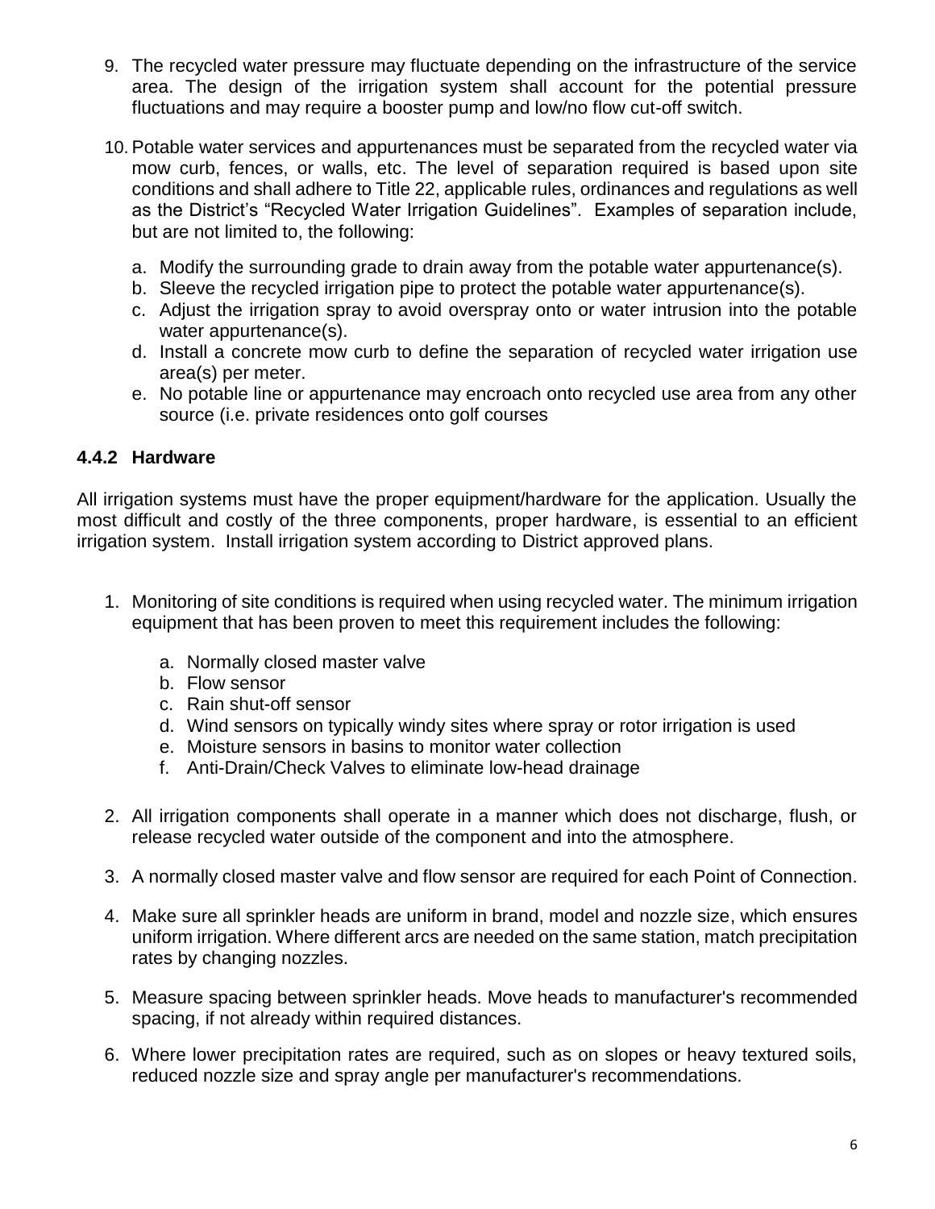9. The recycled water pressure may fluctuate depending on the infrastructure of the service area. The design of the irrigation system shall account for the potential pressure fluctuations and may require a booster pump and low/no flow cut-off switch.

10. Potable water services and appurtenances must be separated from the recycled water via mow curb, fences, or walls, etc. The level of separation required is based upon site conditions and shall adhere to Title 22, applicable rules, ordinances and regulations as well as the District's "Recycled Water Irrigation Guidelines". Examples of separation include, but are not limited to, the following:

    a. Modify the surrounding grade to drain away from the potable water appurtenance(s).
    b. Sleeve the recycled irrigation pipe to protect the potable water appurtenance(s).
    c. Adjust the irrigation spray to avoid overspray onto or water intrusion into the potable water appurtenance(s).
    d. Install a concrete mow curb to define the separation of recycled water irrigation use area(s) per meter.
    e. No potable line or appurtenance may encroach onto recycled use area from any other source (i.e. private residences onto golf courses

### 4.4.2 Hardware

All irrigation systems must have the proper equipment/hardware for the application. Usually the most difficult and costly of the three components, proper hardware, is essential to an efficient irrigation system. Install irrigation system according to District approved plans.

1. Monitoring of site conditions is required when using recycled water. The minimum irrigation equipment that has been proven to meet this requirement includes the following:

    a. Normally closed master valve
    b. Flow sensor
    c. Rain shut-off sensor
    d. Wind sensors on typically windy sites where spray or rotor irrigation is used
    e. Moisture sensors in basins to monitor water collection
    f. Anti-Drain/Check Valves to eliminate low-head drainage

2. All irrigation components shall operate in a manner which does not discharge, flush, or release recycled water outside of the component and into the atmosphere.

3. A normally closed master valve and flow sensor are required for each Point of Connection.

4. Make sure all sprinkler heads are uniform in brand, model and nozzle size, which ensures uniform irrigation. Where different arcs are needed on the same station, match precipitation rates by changing nozzles.

5. Measure spacing between sprinkler heads. Move heads to manufacturer's recommended spacing, if not already within required distances.

6. Where lower precipitation rates are required, such as on slopes or heavy textured soils, reduced nozzle size and spray angle per manufacturer's recommendations.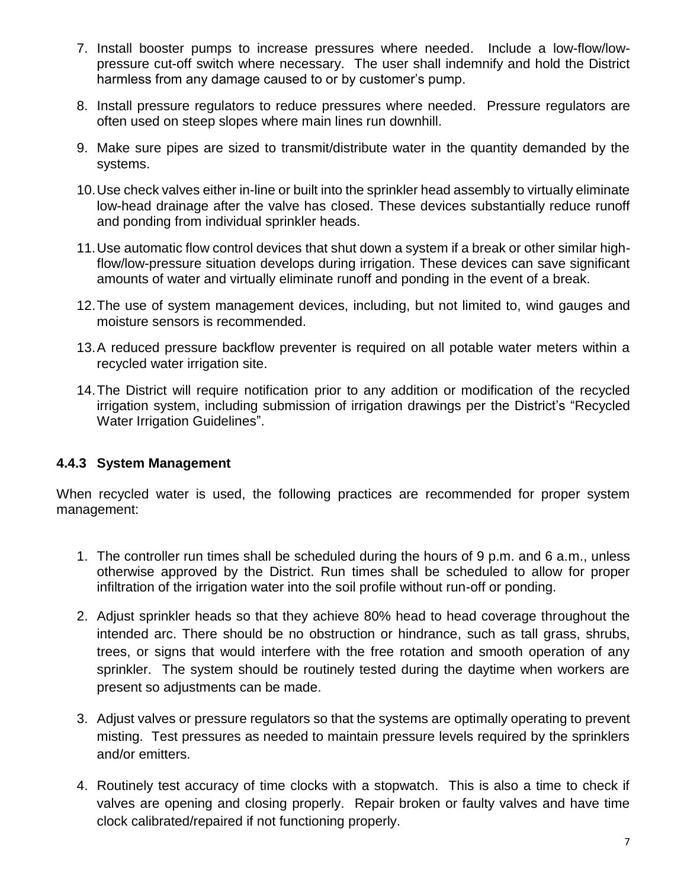7. Install booster pumps to increase pressures where needed. Include a low-flow/low-pressure cut-off switch where necessary. The user shall indemnify and hold the District harmless from any damage caused to or by customer's pump.

8. Install pressure regulators to reduce pressures where needed. Pressure regulators are often used on steep slopes where main lines run downhill.

9. Make sure pipes are sized to transmit/distribute water in the quantity demanded by the systems.

10. Use check valves either in-line or built into the sprinkler head assembly to virtually eliminate low-head drainage after the valve has closed. These devices substantially reduce runoff and ponding from individual sprinkler heads.

11. Use automatic flow control devices that shut down a system if a break or other similar high-flow/low-pressure situation develops during irrigation. These devices can save significant amounts of water and virtually eliminate runoff and ponding in the event of a break.

12. The use of system management devices, including, but not limited to, wind gauges and moisture sensors is recommended.

13. A reduced pressure backflow preventer is required on all potable water meters within a recycled water irrigation site.

14. The District will require notification prior to any addition or modification of the recycled irrigation system, including submission of irrigation drawings per the District's "Recycled Water Irrigation Guidelines".

### 4.4.3 System Management

When recycled water is used, the following practices are recommended for proper system management:

1. The controller run times shall be scheduled during the hours of 9 p.m. and 6 a.m., unless otherwise approved by the District. Run times shall be scheduled to allow for proper infiltration of the irrigation water into the soil profile without run-off or ponding.

2. Adjust sprinkler heads so that they achieve 80% head to head coverage throughout the intended arc. There should be no obstruction or hindrance, such as tall grass, shrubs, trees, or signs that would interfere with the free rotation and smooth operation of any sprinkler. The system should be routinely tested during the daytime when workers are present so adjustments can be made.

3. Adjust valves or pressure regulators so that the systems are optimally operating to prevent misting. Test pressures as needed to maintain pressure levels required by the sprinklers and/or emitters.

4. Routinely test accuracy of time clocks with a stopwatch. This is also a time to check if valves are opening and closing properly. Repair broken or faulty valves and have time clock calibrated/repaired if not functioning properly.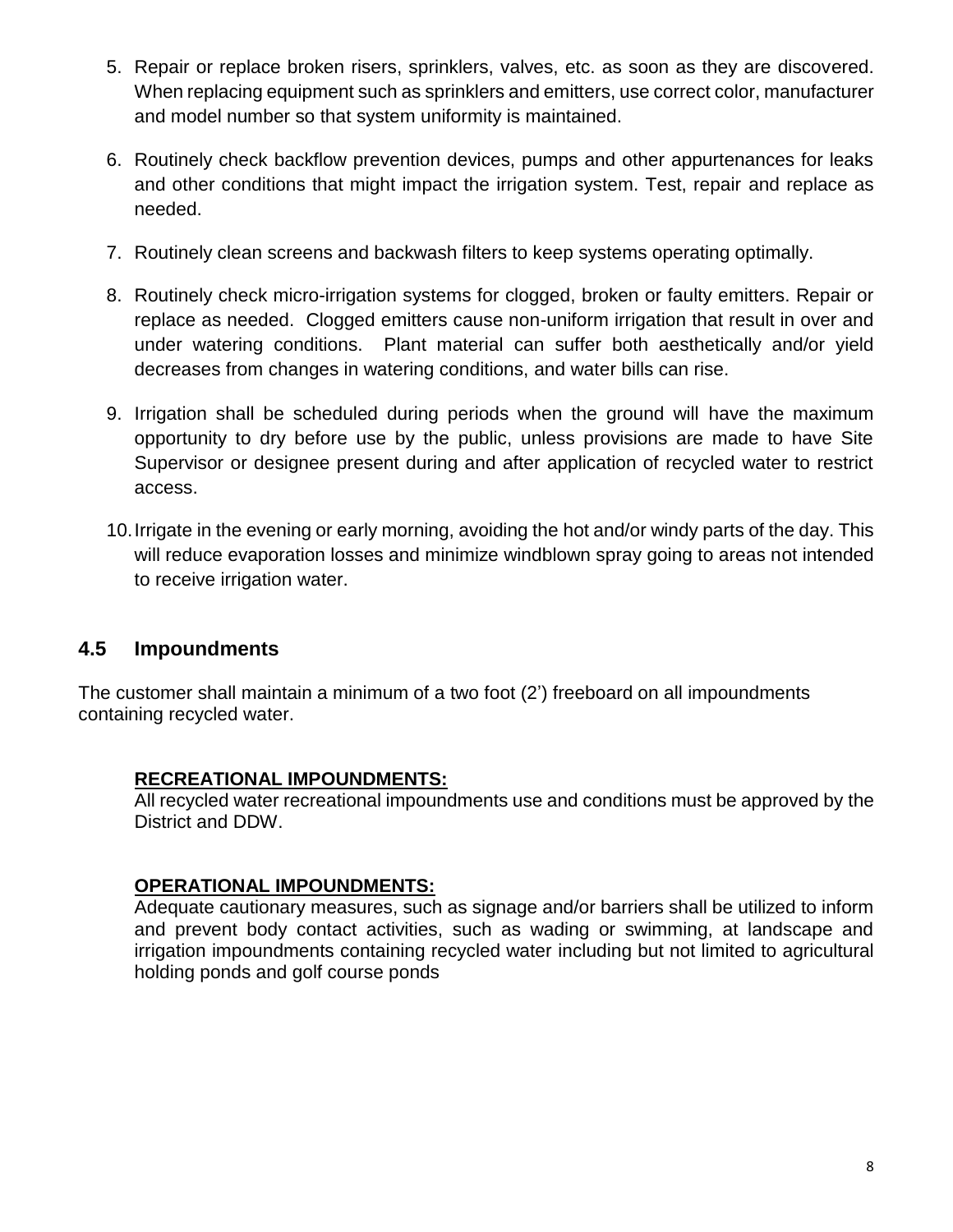5. Repair or replace broken risers, sprinklers, valves, etc. as soon as they are discovered. When replacing equipment such as sprinklers and emitters, use correct color, manufacturer and model number so that system uniformity is maintained.

6. Routinely check backflow prevention devices, pumps and other appurtenances for leaks and other conditions that might impact the irrigation system. Test, repair and replace as needed.

7. Routinely clean screens and backwash filters to keep systems operating optimally.

8. Routinely check micro-irrigation systems for clogged, broken or faulty emitters. Repair or replace as needed. Clogged emitters cause non-uniform irrigation that result in over and under watering conditions. Plant material can suffer both aesthetically and/or yield decreases from changes in watering conditions, and water bills can rise.

9. Irrigation shall be scheduled during periods when the ground will have the maximum opportunity to dry before use by the public, unless provisions are made to have Site Supervisor or designee present during and after application of recycled water to restrict access.

10. Irrigate in the evening or early morning, avoiding the hot and/or windy parts of the day. This will reduce evaporation losses and minimize windblown spray going to areas not intended to receive irrigation water.

## 4.5 Impoundments

The customer shall maintain a minimum of a two foot (2') freeboard on all impoundments containing recycled water.

**RECREATIONAL IMPOUNDMENTS:**

All recycled water recreational impoundments use and conditions must be approved by the District and DDW.

**OPERATIONAL IMPOUNDMENTS:**

Adequate cautionary measures, such as signage and/or barriers shall be utilized to inform and prevent body contact activities, such as wading or swimming, at landscape and irrigation impoundments containing recycled water including but not limited to agricultural holding ponds and golf course ponds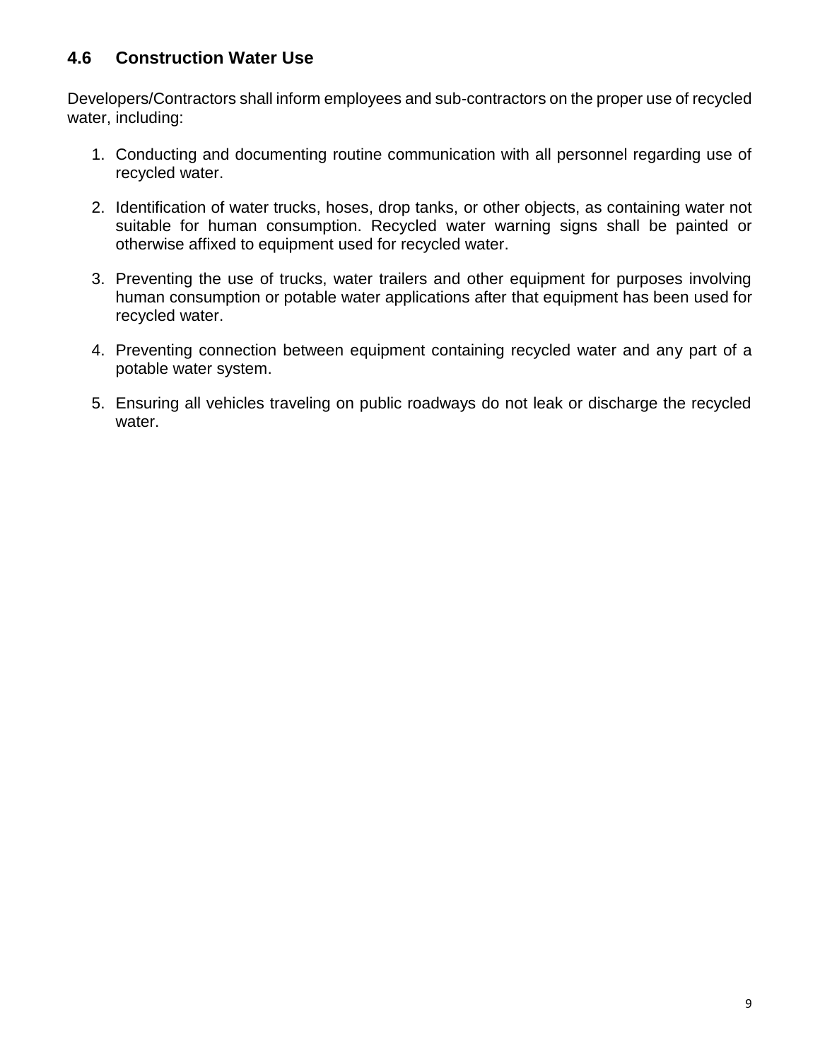## 4.6 Construction Water Use

Developers/Contractors shall inform employees and sub-contractors on the proper use of recycled water, including:

1. Conducting and documenting routine communication with all personnel regarding use of recycled water.

2. Identification of water trucks, hoses, drop tanks, or other objects, as containing water not suitable for human consumption. Recycled water warning signs shall be painted or otherwise affixed to equipment used for recycled water.

3. Preventing the use of trucks, water trailers and other equipment for purposes involving human consumption or potable water applications after that equipment has been used for recycled water.

4. Preventing connection between equipment containing recycled water and any part of a potable water system.

5. Ensuring all vehicles traveling on public roadways do not leak or discharge the recycled water.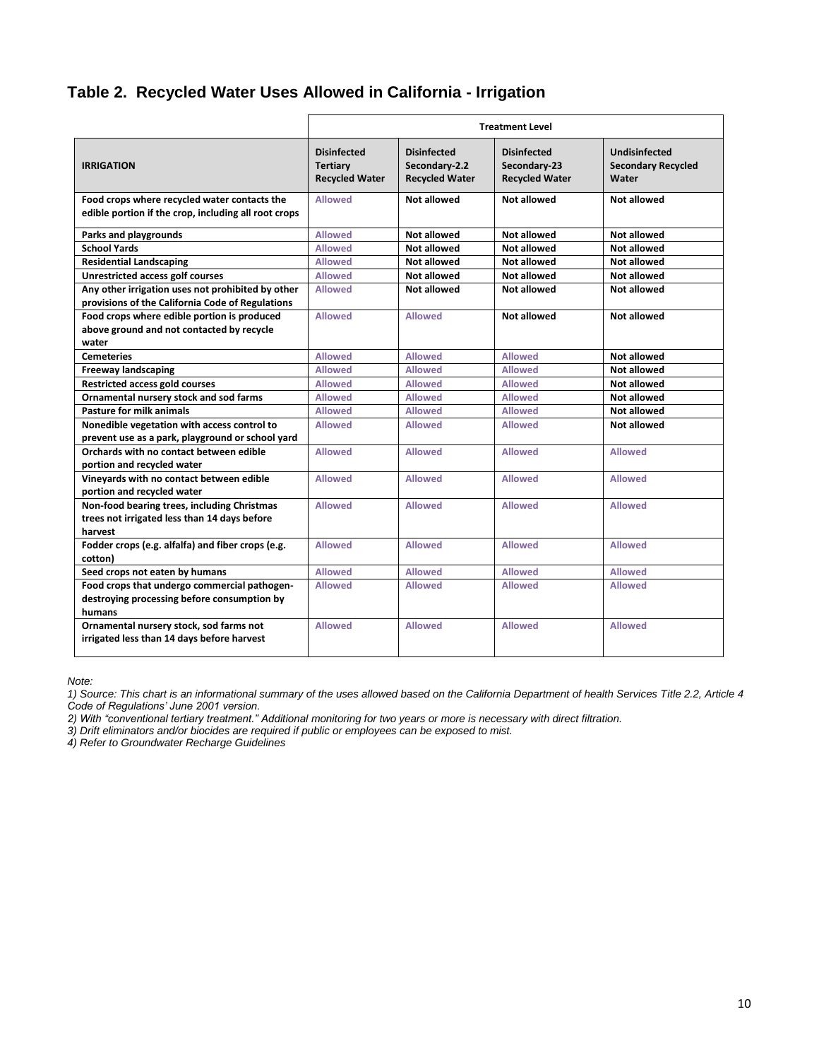## Table 2. Recycled Water Uses Allowed in California - Irrigation

| | Treatment Level | | | |
|---|---|---|---|---|
| **IRRIGATION** | **Disinfected Tertiary Recycled Water** | **Disinfected Secondary-2.2 Recycled Water** | **Disinfected Secondary-23 Recycled Water** | **Undisinfected Secondary Recycled Water** |
| **Food crops where recycled water contacts the edible portion if the crop, including all root crops** | Allowed | Not allowed | Not allowed | Not allowed |
| **Parks and playgrounds** | Allowed | Not allowed | Not allowed | Not allowed |
| **School Yards** | Allowed | Not allowed | Not allowed | Not allowed |
| **Residential Landscaping** | Allowed | Not allowed | Not allowed | Not allowed |
| **Unrestricted access golf courses** | Allowed | Not allowed | Not allowed | Not allowed |
| **Any other irrigation uses not prohibited by other provisions of the California Code of Regulations** | Allowed | Not allowed | Not allowed | Not allowed |
| **Food crops where edible portion is produced above ground and not contacted by recycle water** | Allowed | Allowed | Not allowed | Not allowed |
| **Cemeteries** | Allowed | Allowed | Allowed | Not allowed |
| **Freeway landscaping** | Allowed | Allowed | Allowed | Not allowed |
| **Restricted access gold courses** | Allowed | Allowed | Allowed | Not allowed |
| **Ornamental nursery stock and sod farms** | Allowed | Allowed | Allowed | Not allowed |
| **Pasture for milk animals** | Allowed | Allowed | Allowed | Not allowed |
| **Nonedible vegetation with access control to prevent use as a park, playground or school yard** | Allowed | Allowed | Allowed | Not allowed |
| **Orchards with no contact between edible portion and recycled water** | Allowed | Allowed | Allowed | Allowed |
| **Vineyards with no contact between edible portion and recycled water** | Allowed | Allowed | Allowed | Allowed |
| **Non-food bearing trees, including Christmas trees not irrigated less than 14 days before harvest** | Allowed | Allowed | Allowed | Allowed |
| **Fodder crops (e.g. alfalfa) and fiber crops (e.g. cotton)** | Allowed | Allowed | Allowed | Allowed |
| **Seed crops not eaten by humans** | Allowed | Allowed | Allowed | Allowed |
| **Food crops that undergo commercial pathogen-destroying processing before consumption by humans** | Allowed | Allowed | Allowed | Allowed |
| **Ornamental nursery stock, sod farms not irrigated less than 14 days before harvest** | Allowed | Allowed | Allowed | Allowed |

*Note:*

*1) Source: This chart is an informational summary of the uses allowed based on the California Department of health Services Title 2.2, Article 4 Code of Regulations' June 2001 version.*

*2) With "conventional tertiary treatment." Additional monitoring for two years or more is necessary with direct filtration.*

*3) Drift eliminators and/or biocides are required if public or employees can be exposed to mist.*

*4) Refer to Groundwater Recharge Guidelines*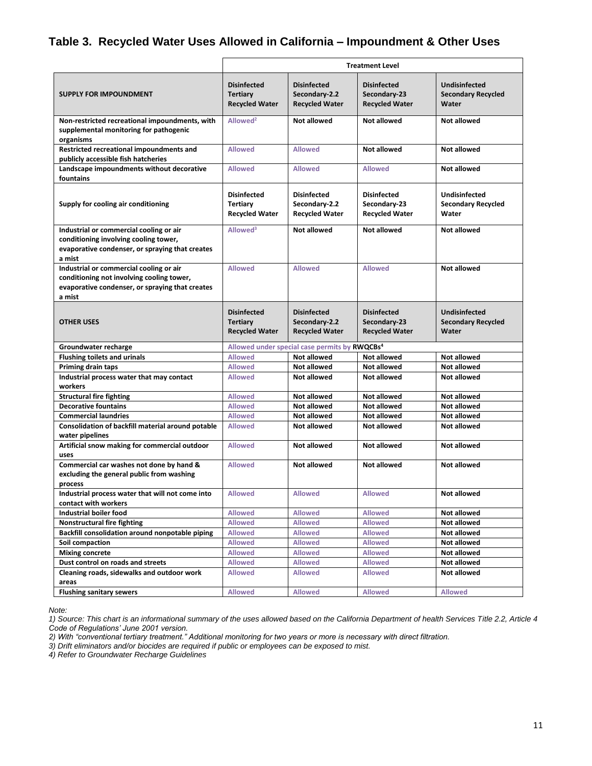## Table 3. Recycled Water Uses Allowed in California – Impoundment & Other Uses

| | Treatment Level | | | |
|---|---|---|---|---|
| **SUPPLY FOR IMPOUNDMENT** | **Disinfected Tertiary Recycled Water** | **Disinfected Secondary-2.2 Recycled Water** | **Disinfected Secondary-23 Recycled Water** | **Undisinfected Secondary Recycled Water** |
| **Non-restricted recreational impoundments, with supplemental monitoring for pathogenic organisms** | Allowed[2] | Not allowed | Not allowed | Not allowed |
| **Restricted recreational impoundments and publicly accessible fish hatcheries** | Allowed | Allowed | Not allowed | Not allowed |
| **Landscape impoundments without decorative fountains** | Allowed | Allowed | Allowed | Not allowed |
| **Supply for cooling air conditioning** | **Disinfected Tertiary Recycled Water** | **Disinfected Secondary-2.2 Recycled Water** | **Disinfected Secondary-23 Recycled Water** | **Undisinfected Secondary Recycled Water** |
| **Industrial or commercial cooling or air conditioning involving cooling tower, evaporative condenser, or spraying that creates a mist** | Allowed[3] | Not allowed | Not allowed | Not allowed |
| **Industrial or commercial cooling or air conditioning not involving cooling tower, evaporative condenser, or spraying that creates a mist** | Allowed | Allowed | Allowed | Not allowed |
| **OTHER USES** | **Disinfected Tertiary Recycled Water** | **Disinfected Secondary-2.2 Recycled Water** | **Disinfected Secondary-23 Recycled Water** | **Undisinfected Secondary Recycled Water** |
| **Groundwater recharge** | Allowed under special case permits by RWQCBs[4] | | | |
| **Flushing toilets and urinals** | Allowed | Not allowed | Not allowed | Not allowed |
| **Priming drain taps** | Allowed | Not allowed | Not allowed | Not allowed |
| **Industrial process water that may contact workers** | Allowed | Not allowed | Not allowed | Not allowed |
| **Structural fire fighting** | Allowed | Not allowed | Not allowed | Not allowed |
| **Decorative fountains** | Allowed | Not allowed | Not allowed | Not allowed |
| **Commercial laundries** | Allowed | Not allowed | Not allowed | Not allowed |
| **Consolidation of backfill material around potable water pipelines** | Allowed | Not allowed | Not allowed | Not allowed |
| **Artificial snow making for commercial outdoor uses** | Allowed | Not allowed | Not allowed | Not allowed |
| **Commercial car washes not done by hand & excluding the general public from washing process** | Allowed | Not allowed | Not allowed | Not allowed |
| **Industrial process water that will not come into contact with workers** | Allowed | Allowed | Allowed | Not allowed |
| **Industrial boiler food** | Allowed | Allowed | Allowed | Not allowed |
| **Nonstructural fire fighting** | Allowed | Allowed | Allowed | Not allowed |
| **Backfill consolidation around nonpotable piping** | Allowed | Allowed | Allowed | Not allowed |
| **Soil compaction** | Allowed | Allowed | Allowed | Not allowed |
| **Mixing concrete** | Allowed | Allowed | Allowed | Not allowed |
| **Dust control on roads and streets** | Allowed | Allowed | Allowed | Not allowed |
| **Cleaning roads, sidewalks and outdoor work areas** | Allowed | Allowed | Allowed | Not allowed |
| **Flushing sanitary sewers** | Allowed | Allowed | Allowed | Allowed |

*Note:*

*1) Source: This chart is an informational summary of the uses allowed based on the California Department of health Services Title 2.2, Article 4 Code of Regulations' June 2001 version.*

*2) With "conventional tertiary treatment." Additional monitoring for two years or more is necessary with direct filtration.*

*3) Drift eliminators and/or biocides are required if public or employees can be exposed to mist.*

*4) Refer to Groundwater Recharge Guidelines*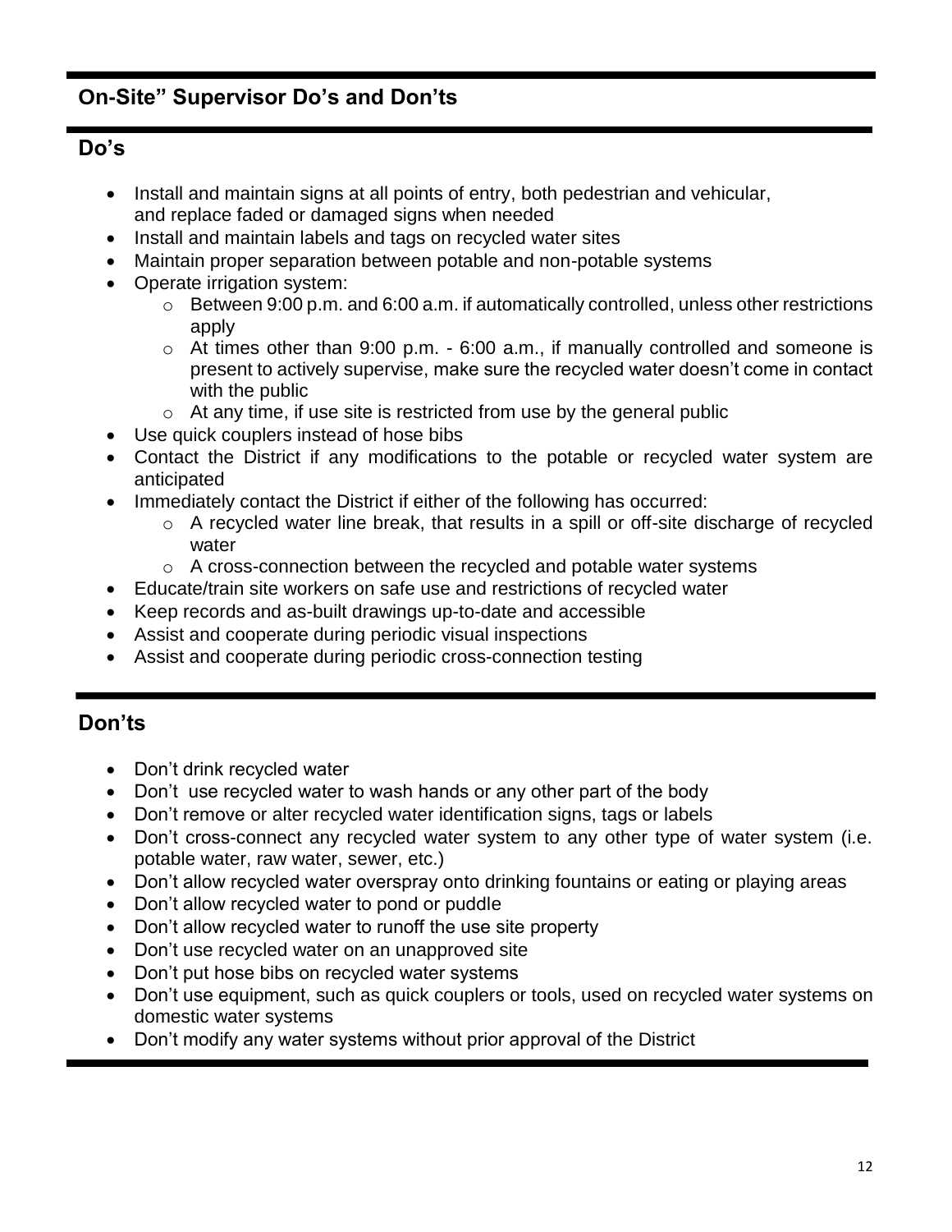## On-Site" Supervisor Do's and Don'ts

### Do's

- Install and maintain signs at all points of entry, both pedestrian and vehicular, and replace faded or damaged signs when needed
- Install and maintain labels and tags on recycled water sites
- Maintain proper separation between potable and non-potable systems
- Operate irrigation system:
  - Between 9:00 p.m. and 6:00 a.m. if automatically controlled, unless other restrictions apply
  - At times other than 9:00 p.m. - 6:00 a.m., if manually controlled and someone is present to actively supervise, make sure the recycled water doesn't come in contact with the public
  - At any time, if use site is restricted from use by the general public
- Use quick couplers instead of hose bibs
- Contact the District if any modifications to the potable or recycled water system are anticipated
- Immediately contact the District if either of the following has occurred:
  - A recycled water line break, that results in a spill or off-site discharge of recycled water
  - A cross-connection between the recycled and potable water systems
- Educate/train site workers on safe use and restrictions of recycled water
- Keep records and as-built drawings up-to-date and accessible
- Assist and cooperate during periodic visual inspections
- Assist and cooperate during periodic cross-connection testing

### Don'ts

- Don't drink recycled water
- Don't use recycled water to wash hands or any other part of the body
- Don't remove or alter recycled water identification signs, tags or labels
- Don't cross-connect any recycled water system to any other type of water system (i.e. potable water, raw water, sewer, etc.)
- Don't allow recycled water overspray onto drinking fountains or eating or playing areas
- Don't allow recycled water to pond or puddle
- Don't allow recycled water to runoff the use site property
- Don't use recycled water on an unapproved site
- Don't put hose bibs on recycled water systems
- Don't use equipment, such as quick couplers or tools, used on recycled water systems on domestic water systems
- Don't modify any water systems without prior approval of the District